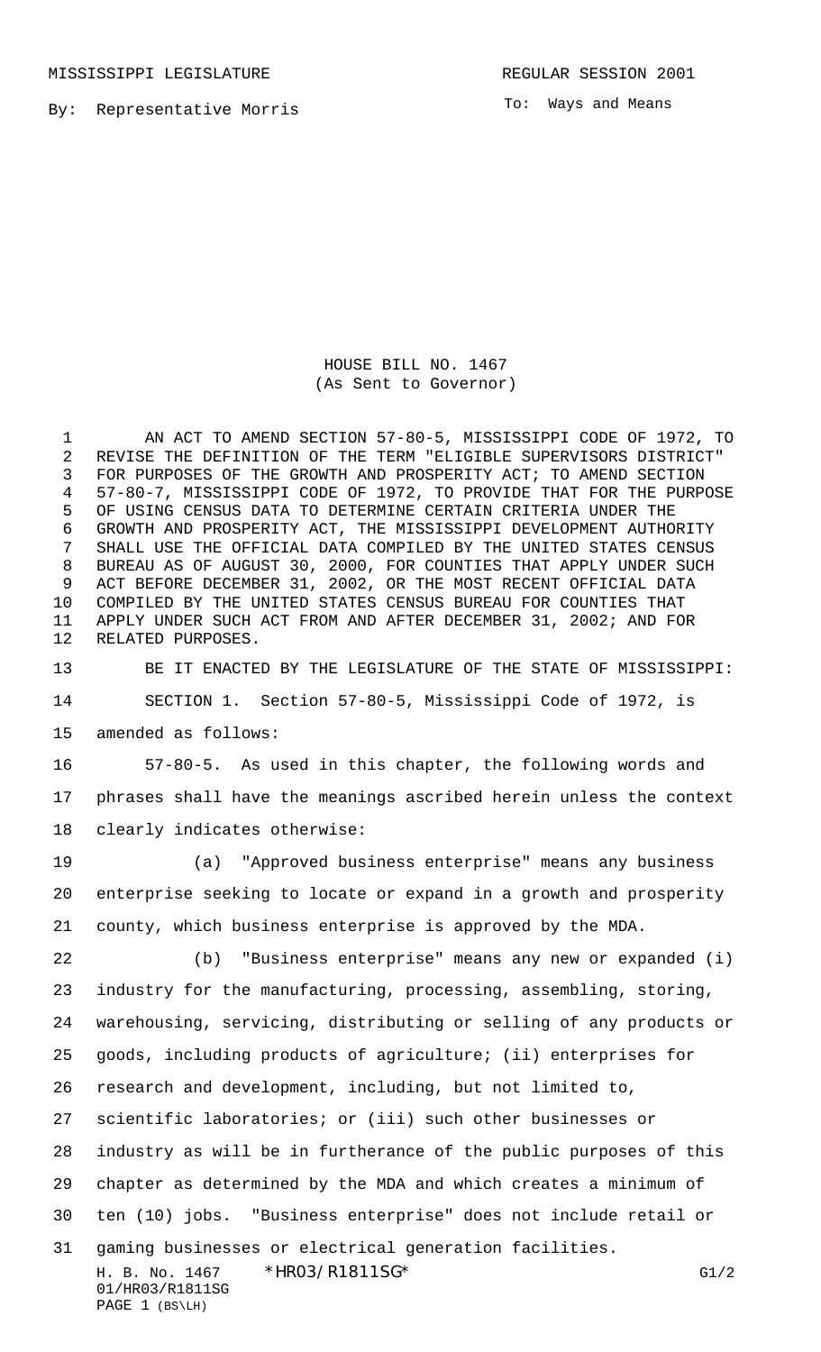MISSISSIPPI LEGISLATURE

REGULAR SESSION 2001

By: Representative Morris

To: Ways and Means

# HOUSE BILL NO. 1467
(As Sent to Governor)

AN ACT TO AMEND SECTION 57-80-5, MISSISSIPPI CODE OF 1972, TO REVISE THE DEFINITION OF THE TERM "ELIGIBLE SUPERVISORS DISTRICT" FOR PURPOSES OF THE GROWTH AND PROSPERITY ACT; TO AMEND SECTION 57-80-7, MISSISSIPPI CODE OF 1972, TO PROVIDE THAT FOR THE PURPOSE OF USING CENSUS DATA TO DETERMINE CERTAIN CRITERIA UNDER THE GROWTH AND PROSPERITY ACT, THE MISSISSIPPI DEVELOPMENT AUTHORITY SHALL USE THE OFFICIAL DATA COMPILED BY THE UNITED STATES CENSUS BUREAU AS OF AUGUST 30, 2000, FOR COUNTIES THAT APPLY UNDER SUCH ACT BEFORE DECEMBER 31, 2002, OR THE MOST RECENT OFFICIAL DATA COMPILED BY THE UNITED STATES CENSUS BUREAU FOR COUNTIES THAT APPLY UNDER SUCH ACT FROM AND AFTER DECEMBER 31, 2002; AND FOR RELATED PURPOSES.

BE IT ENACTED BY THE LEGISLATURE OF THE STATE OF MISSISSIPPI:

SECTION 1. Section 57-80-5, Mississippi Code of 1972, is amended as follows:

57-80-5. As used in this chapter, the following words and phrases shall have the meanings ascribed herein unless the context clearly indicates otherwise:

(a) "Approved business enterprise" means any business enterprise seeking to locate or expand in a growth and prosperity county, which business enterprise is approved by the MDA.

(b) "Business enterprise" means any new or expanded (i) industry for the manufacturing, processing, assembling, storing, warehousing, servicing, distributing or selling of any products or goods, including products of agriculture; (ii) enterprises for research and development, including, but not limited to, scientific laboratories; or (iii) such other businesses or industry as will be in furtherance of the public purposes of this chapter as determined by the MDA and which creates a minimum of ten (10) jobs. "Business enterprise" does not include retail or gaming businesses or electrical generation facilities.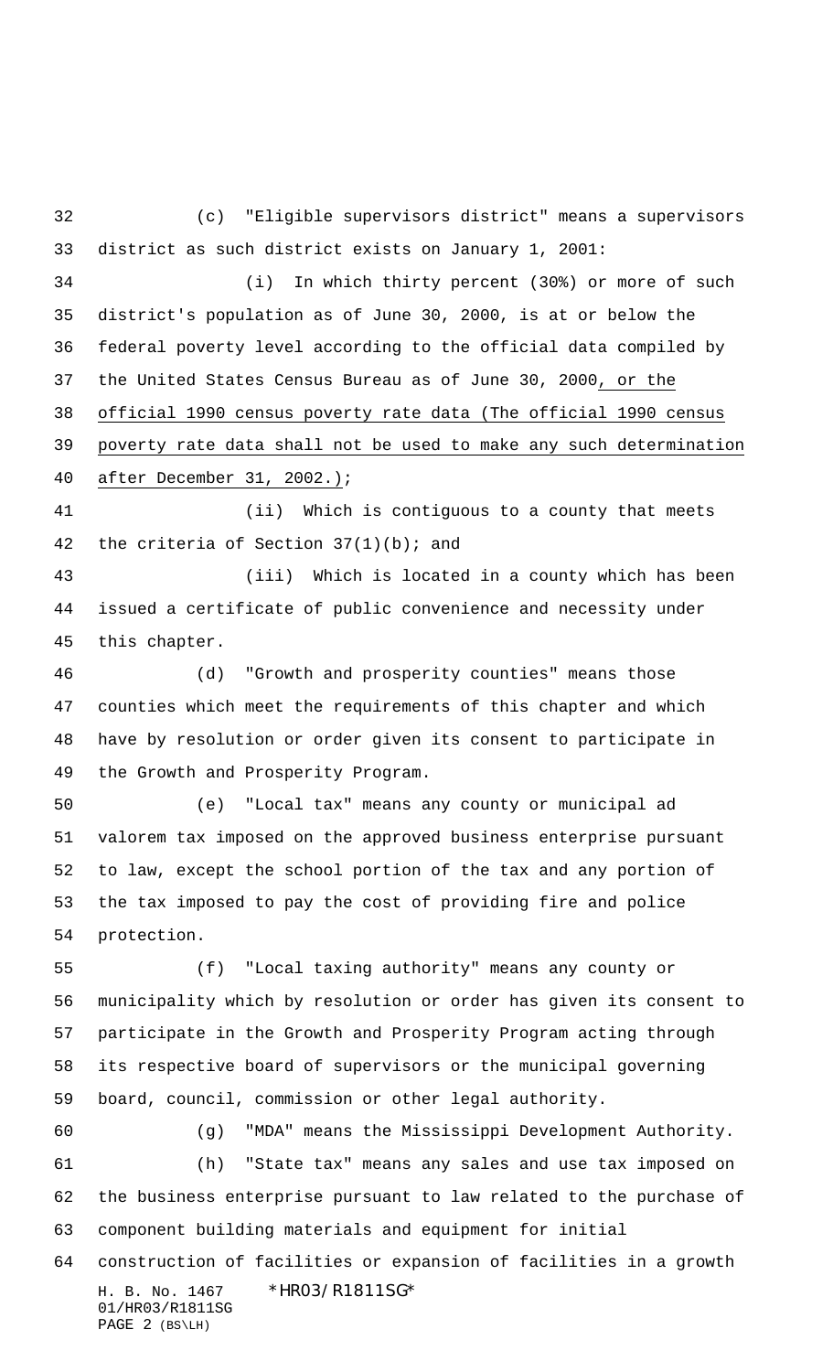(c) "Eligible supervisors district" means a supervisors district as such district exists on January 1, 2001:

(i) In which thirty percent (30%) or more of such district's population as of June 30, 2000, is at or below the federal poverty level according to the official data compiled by the United States Census Bureau as of June 30, 2000, or the official 1990 census poverty rate data (The official 1990 census poverty rate data shall not be used to make any such determination after December 31, 2002.);

(ii) Which is contiguous to a county that meets the criteria of Section 37(1)(b); and

(iii) Which is located in a county which has been issued a certificate of public convenience and necessity under this chapter.

(d) "Growth and prosperity counties" means those counties which meet the requirements of this chapter and which have by resolution or order given its consent to participate in the Growth and Prosperity Program.

(e) "Local tax" means any county or municipal ad valorem tax imposed on the approved business enterprise pursuant to law, except the school portion of the tax and any portion of the tax imposed to pay the cost of providing fire and police protection.

(f) "Local taxing authority" means any county or municipality which by resolution or order has given its consent to participate in the Growth and Prosperity Program acting through its respective board of supervisors or the municipal governing board, council, commission or other legal authority.

(g) "MDA" means the Mississippi Development Authority.

(h) "State tax" means any sales and use tax imposed on the business enterprise pursuant to law related to the purchase of component building materials and equipment for initial construction of facilities or expansion of facilities in a growth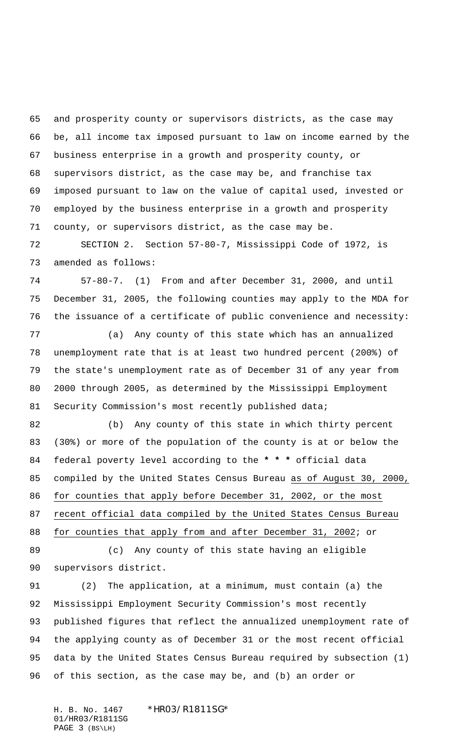and prosperity county or supervisors districts, as the case may be, all income tax imposed pursuant to law on income earned by the business enterprise in a growth and prosperity county, or supervisors district, as the case may be, and franchise tax imposed pursuant to law on the value of capital used, invested or employed by the business enterprise in a growth and prosperity county, or supervisors district, as the case may be.

SECTION 2. Section 57-80-7, Mississippi Code of 1972, is amended as follows:

57-80-7. (1) From and after December 31, 2000, and until December 31, 2005, the following counties may apply to the MDA for the issuance of a certificate of public convenience and necessity:

(a) Any county of this state which has an annualized unemployment rate that is at least two hundred percent (200%) of the state's unemployment rate as of December 31 of any year from 2000 through 2005, as determined by the Mississippi Employment Security Commission's most recently published data;

(b) Any county of this state in which thirty percent (30%) or more of the population of the county is at or below the federal poverty level according to the *** official data compiled by the United States Census Bureau as of August 30, 2000, for counties that apply before December 31, 2002, or the most recent official data compiled by the United States Census Bureau for counties that apply from and after December 31, 2002; or

(c) Any county of this state having an eligible supervisors district.

(2) The application, at a minimum, must contain (a) the Mississippi Employment Security Commission's most recently published figures that reflect the annualized unemployment rate of the applying county as of December 31 or the most recent official data by the United States Census Bureau required by subsection (1) of this section, as the case may be, and (b) an order or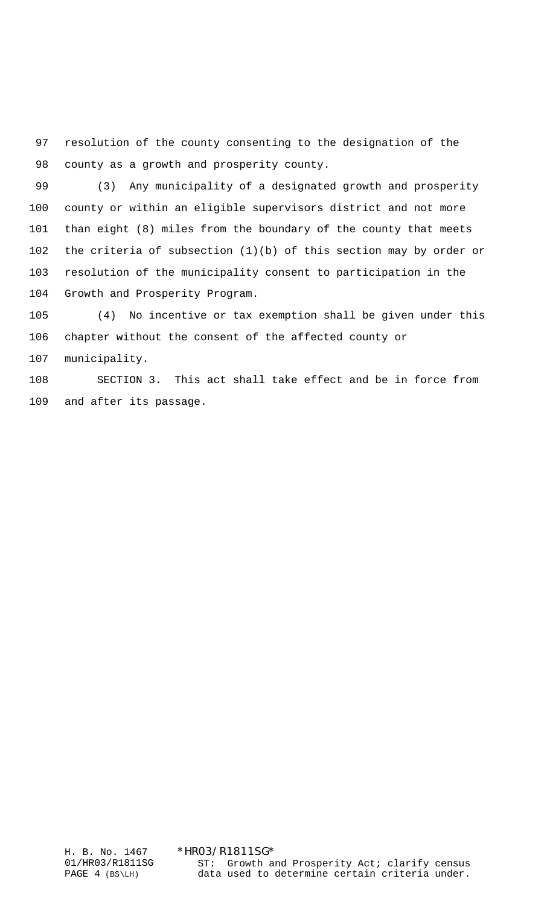resolution of the county consenting to the designation of the county as a growth and prosperity county.

(3) Any municipality of a designated growth and prosperity county or within an eligible supervisors district and not more than eight (8) miles from the boundary of the county that meets the criteria of subsection (1)(b) of this section may by order or resolution of the municipality consent to participation in the Growth and Prosperity Program.

(4) No incentive or tax exemption shall be given under this chapter without the consent of the affected county or municipality.

SECTION 3. This act shall take effect and be in force from and after its passage.